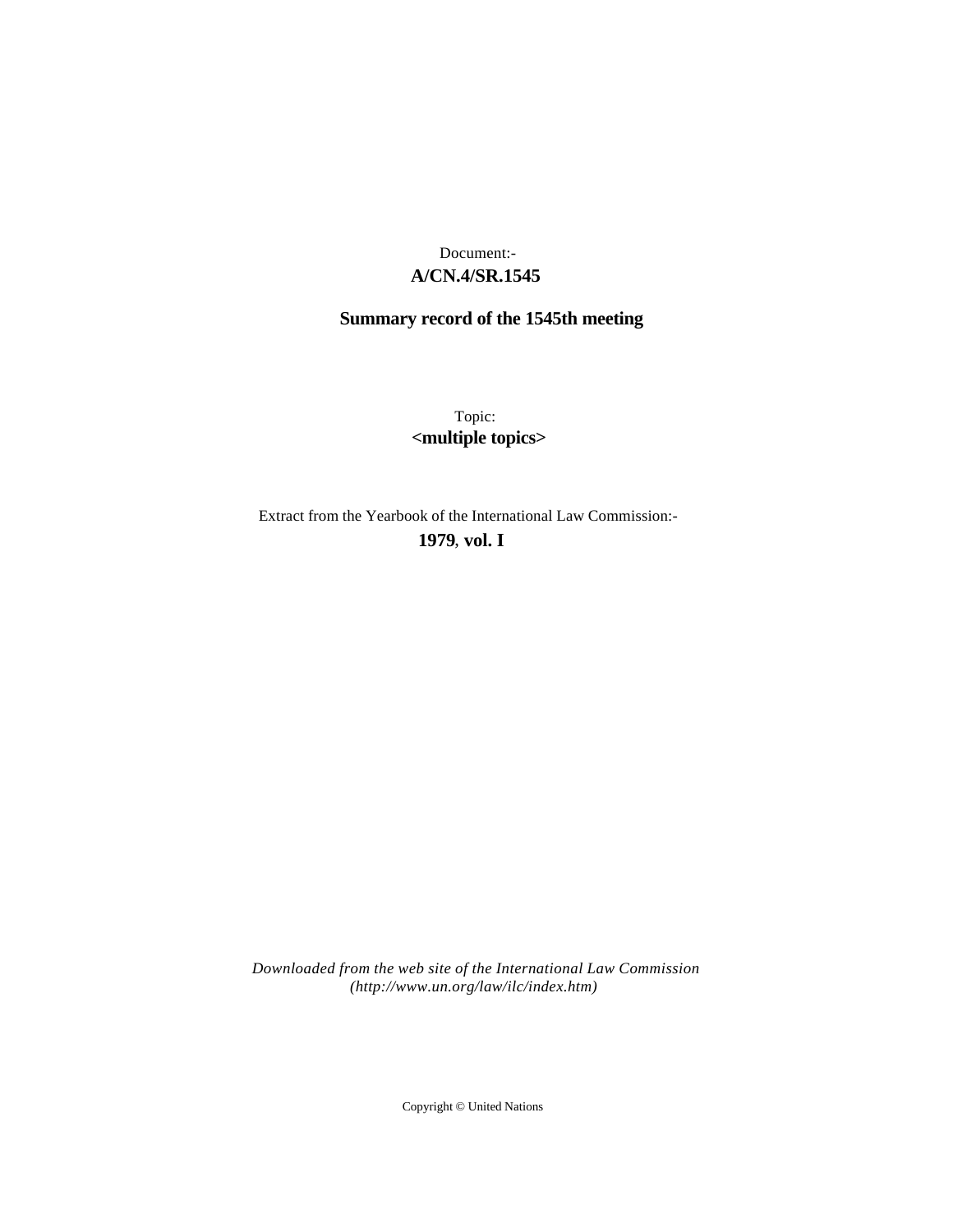Document:-
**A/CN.4/SR.1545**

**Summary record of the 1545th meeting**

Topic:
**<multiple topics>**

Extract from the Yearbook of the International Law Commission:-
**1979**, **vol. I**

*Downloaded from the web site of the International Law Commission (http://www.un.org/law/ilc/index.htm)*

Copyright © United Nations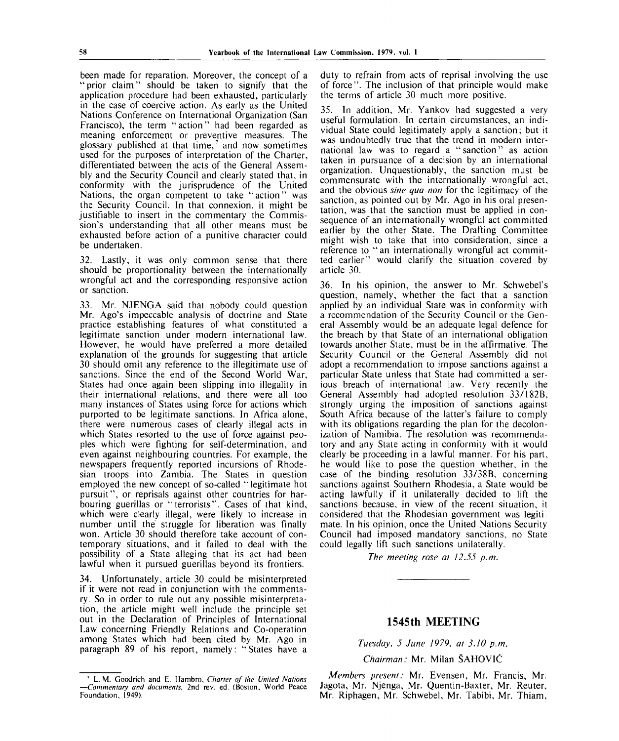been made for reparation. Moreover, the concept of a "prior claim" should be taken to signify that the application procedure had been exhausted, particularly in the case of coercive action. As early as the United Nations Conference on International Organization (San Francisco), the term "action" had been regarded as meaning enforcement or preventive measures. The glossary published at that time,[7] and now sometimes used for the purposes of interpretation of the Charter, differentiated between the acts of the General Assembly and the Security Council and clearly stated that, in conformity with the jurisprudence of the United Nations, the organ competent to take "action" was the Security Council. In that connexion, it might be justifiable to insert in the commentary the Commission's understanding that all other means must be exhausted before action of a punitive character could be undertaken.

32. Lastly, it was only common sense that there should be proportionality between the internationally wrongful act and the corresponding responsive action or sanction.

33. Mr. NJENGA said that nobody could question Mr. Ago's impeccable analysis of doctrine and State practice establishing features of what constituted a legitimate sanction under modern international law. However, he would have preferred a more detailed explanation of the grounds for suggesting that article 30 should omit any reference to the illegitimate use of sanctions. Since the end of the Second World War, States had once again been slipping into illegality in their international relations, and there were all too many instances of States using force for actions which purported to be legitimate sanctions. In Africa alone, there were numerous cases of clearly illegal acts in which States resorted to the use of force against peoples which were fighting for self-determination, and even against neighbouring countries. For example, the newspapers frequently reported incursions of Rhodesian troops into Zambia. The States in question employed the new concept of so-called "legitimate hot pursuit", or reprisals against other countries for harbouring guerillas or "terrorists". Cases of that kind, which were clearly illegal, were likely to increase in number until the struggle for liberation was finally won. Article 30 should therefore take account of contemporary situations, and it failed to deal with the possibility of a State alleging that its act had been lawful when it pursued guerillas beyond its frontiers.

34. Unfortunately, article 30 could be misinterpreted if it were not read in conjunction with the commentary. So in order to rule out any possible misinterpretation, the article might well include the principle set out in the Declaration of Principles of International Law concerning Friendly Relations and Co-operation among States which had been cited by Mr. Ago in paragraph 89 of his report, namely: "States have a duty to refrain from acts of reprisal involving the use of force". The inclusion of that principle would make the terms of article 30 much more positive.

35. In addition, Mr. Yankov had suggested a very useful formulation. In certain circumstances, an individual State could legitimately apply a sanction; but it was undoubtedly true that the trend in modern international law was to regard a "sanction" as action taken in pursuance of a decision by an international organization. Unquestionably, the sanction must be commensurate with the internationally wrongful act, and the obvious *sine qua non* for the legitimacy of the sanction, as pointed out by Mr. Ago in his oral presentation, was that the sanction must be applied in consequence of an internationally wrongful act committed earlier by the other State. The Drafting Committee might wish to take that into consideration, since a reference to "an internationally wrongful act committed earlier" would clarify the situation covered by article 30.

36. In his opinion, the answer to Mr. Schwebel's question, namely, whether the fact that a sanction applied by an individual State was in conformity with a recommendation of the Security Council or the General Assembly would be an adequate legal defence for the breach by that State of an international obligation towards another State, must be in the affirmative. The Security Council or the General Assembly did not adopt a recommendation to impose sanctions against a particular State unless that State had committed a serious breach of international law. Very recently the General Assembly had adopted resolution 33/182B, strongly urging the imposition of sanctions against South Africa because of the latter's failure to comply with its obligations regarding the plan for the decolonization of Namibia. The resolution was recommendatory and any State acting in conformity with it would clearly be proceeding in a lawful manner. For his part, he would like to pose the question whether, in the case of the binding resolution 33/38B, concerning sanctions against Southern Rhodesia, a State would be acting lawfully if it unilaterally decided to lift the sanctions because, in view of the recent situation, it considered that the Rhodesian government was legitimate. In his opinion, once the United Nations Security Council had imposed mandatory sanctions, no State could legally lift such sanctions unilaterally.

*The meeting rose at 12.55 p.m.*

---

## 1545th MEETING

*Tuesday, 5 June 1979, at 3.10 p.m.*

*Chairman:* Mr. Milan ŠAHOVIĆ

*Members present:* Mr. Evensen, Mr. Francis, Mr. Jagota, Mr. Njenga, Mr. Quentin-Baxter, Mr. Reuter, Mr. Riphagen, Mr. Schwebel, Mr. Tabibi, Mr. Thiam,

---

[7] L. M. Goodrich and E. Hambro, *Charter of the United Nations —Commentary and documents,* 2nd rev. ed. (Boston, World Peace Foundation, 1949).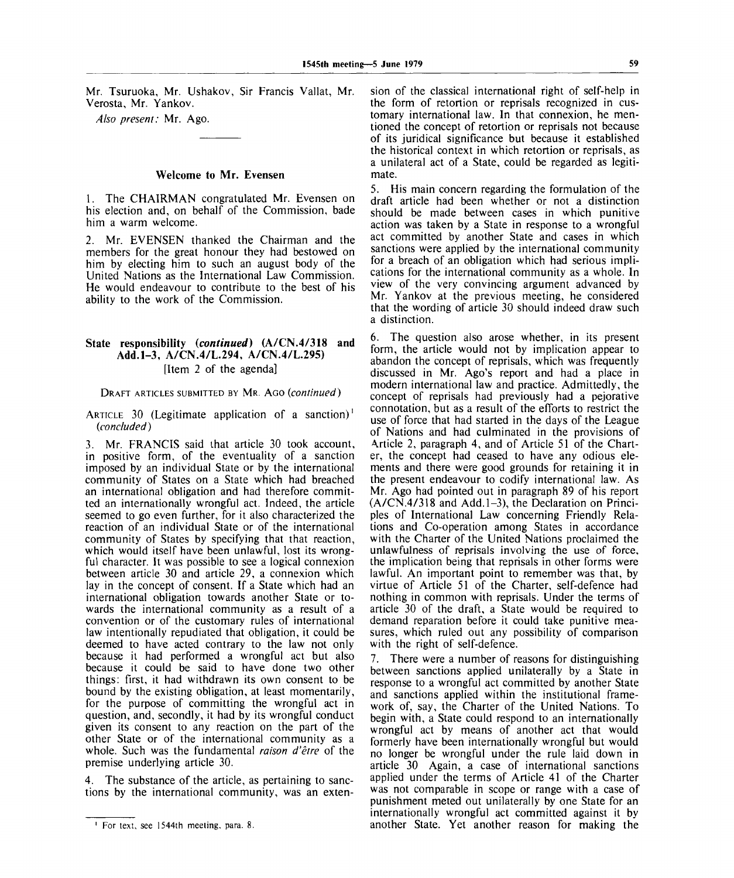Mr. Tsuruoka, Mr. Ushakov, Sir Francis Vallat, Mr. Verosta, Mr. Yankov.

*Also present:* Mr. Ago.

## Welcome to Mr. Evensen

1. The CHAIRMAN congratulated Mr. Evensen on his election and, on behalf of the Commission, bade him a warm welcome.

2. Mr. EVENSEN thanked the Chairman and the members for the great honour they had bestowed on him by electing him to such an august body of the United Nations as the International Law Commission. He would endeavour to contribute to the best of his ability to the work of the Commission.

## State responsibility (*continued*) (A/CN.4/318 and Add.1-3, A/CN.4/L.294, A/CN.4/L.295)

[Item 2 of the agenda]

DRAFT ARTICLES SUBMITTED BY MR. AGO (*continued*)

ARTICLE 30 (Legitimate application of a sanction)[1] (*concluded*)

3. Mr. FRANCIS said that article 30 took account, in positive form, of the eventuality of a sanction imposed by an individual State or by the international community of States on a State which had breached an international obligation and had therefore committed an internationally wrongful act. Indeed, the article seemed to go even further, for it also characterized the reaction of an individual State or of the international community of States by specifying that that reaction, which would itself have been unlawful, lost its wrongful character. It was possible to see a logical connexion between article 30 and article 29, a connexion which lay in the concept of consent. If a State which had an international obligation towards another State or towards the international community as a result of a convention or of the customary rules of international law intentionally repudiated that obligation, it could be deemed to have acted contrary to the law not only because it had performed a wrongful act but also because it could be said to have done two other things: first, it had withdrawn its own consent to be bound by the existing obligation, at least momentarily, for the purpose of committing the wrongful act in question, and, secondly, it had by its wrongful conduct given its consent to any reaction on the part of the other State or of the international community as a whole. Such was the fundamental *raison d'être* of the premise underlying article 30.

4. The substance of the article, as pertaining to sanctions by the international community, was an extension of the classical international right of self-help in the form of retortion or reprisals recognized in customary international law. In that connexion, he mentioned the concept of retortion or reprisals not because of its juridical significance but because it established the historical context in which retortion or reprisals, as a unilateral act of a State, could be regarded as legitimate.

5. His main concern regarding the formulation of the draft article had been whether or not a distinction should be made between cases in which punitive action was taken by a State in response to a wrongful act committed by another State and cases in which sanctions were applied by the international community for a breach of an obligation which had serious implications for the international community as a whole. In view of the very convincing argument advanced by Mr. Yankov at the previous meeting, he considered that the wording of article 30 should indeed draw such a distinction.

6. The question also arose whether, in its present form, the article would not by implication appear to abandon the concept of reprisals, which was frequently discussed in Mr. Ago's report and had a place in modern international law and practice. Admittedly, the concept of reprisals had previously had a pejorative connotation, but as a result of the efforts to restrict the use of force that had started in the days of the League of Nations and had culminated in the provisions of Article 2, paragraph 4, and of Article 51 of the Charter, the concept had ceased to have any odious elements and there were good grounds for retaining it in the present endeavour to codify international law. As Mr. Ago had pointed out in paragraph 89 of his report (A/CN.4/318 and Add.1-3), the Declaration on Principles of International Law concerning Friendly Relations and Co-operation among States in accordance with the Charter of the United Nations proclaimed the unlawfulness of reprisals involving the use of force, the implication being that reprisals in other forms were lawful. An important point to remember was that, by virtue of Article 51 of the Charter, self-defence had nothing in common with reprisals. Under the terms of article 30 of the draft, a State would be required to demand reparation before it could take punitive measures, which ruled out any possibility of comparison with the right of self-defence.

7. There were a number of reasons for distinguishing between sanctions applied unilaterally by a State in response to a wrongful act committed by another State and sanctions applied within the institutional framework of, say, the Charter of the United Nations. To begin with, a State could respond to an internationally wrongful act by means of another act that would formerly have been internationally wrongful but would no longer be wrongful under the rule laid down in article 30 Again, a case of international sanctions applied under the terms of Article 41 of the Charter was not comparable in scope or range with a case of punishment meted out unilaterally by one State for an internationally wrongful act committed against it by another State. Yet another reason for making the

[1] For text, see 1544th meeting, para. 8.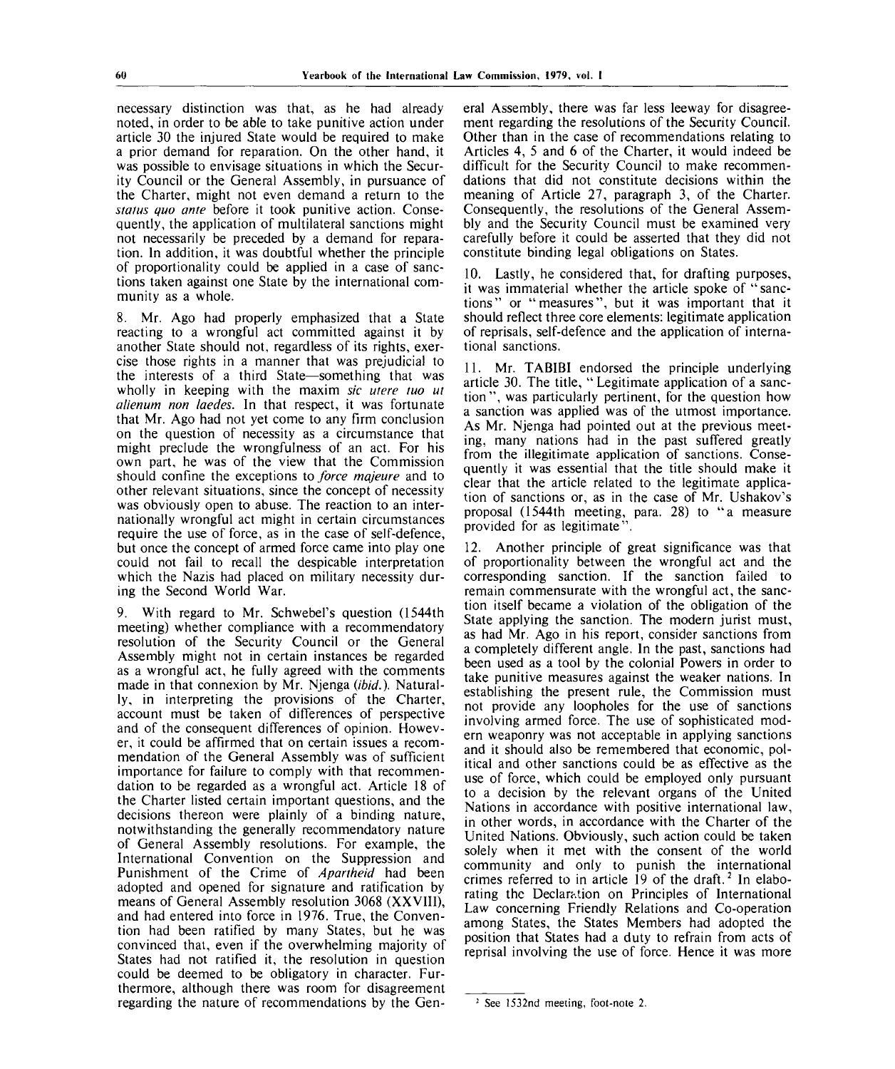necessary distinction was that, as he had already noted, in order to be able to take punitive action under article 30 the injured State would be required to make a prior demand for reparation. On the other hand, it was possible to envisage situations in which the Security Council or the General Assembly, in pursuance of the Charter, might not even demand a return to the *status quo ante* before it took punitive action. Consequently, the application of multilateral sanctions might not necessarily be preceded by a demand for reparation. In addition, it was doubtful whether the principle of proportionality could be applied in a case of sanctions taken against one State by the international community as a whole.

8. Mr. Ago had properly emphasized that a State reacting to a wrongful act committed against it by another State should not, regardless of its rights, exercise those rights in a manner that was prejudicial to the interests of a third State—something that was wholly in keeping with the maxim *sic utere tuo ut alienum non laedes*. In that respect, it was fortunate that Mr. Ago had not yet come to any firm conclusion on the question of necessity as a circumstance that might preclude the wrongfulness of an act. For his own part, he was of the view that the Commission should confine the exceptions to *force majeure* and to other relevant situations, since the concept of necessity was obviously open to abuse. The reaction to an internationally wrongful act might in certain circumstances require the use of force, as in the case of self-defence, but once the concept of armed force came into play one could not fail to recall the despicable interpretation which the Nazis had placed on military necessity during the Second World War.

9. With regard to Mr. Schwebel's question (1544th meeting) whether compliance with a recommendatory resolution of the Security Council or the General Assembly might not in certain instances be regarded as a wrongful act, he fully agreed with the comments made in that connexion by Mr. Njenga (*ibid.*). Naturally, in interpreting the provisions of the Charter, account must be taken of differences of perspective and of the consequent differences of opinion. However, it could be affirmed that on certain issues a recommendation of the General Assembly was of sufficient importance for failure to comply with that recommendation to be regarded as a wrongful act. Article 18 of the Charter listed certain important questions, and the decisions thereon were plainly of a binding nature, notwithstanding the generally recommendatory nature of General Assembly resolutions. For example, the International Convention on the Suppression and Punishment of the Crime of *Apartheid* had been adopted and opened for signature and ratification by means of General Assembly resolution 3068 (XXVIII), and had entered into force in 1976. True, the Convention had been ratified by many States, but he was convinced that, even if the overwhelming majority of States had not ratified it, the resolution in question could be deemed to be obligatory in character. Furthermore, although there was room for disagreement regarding the nature of recommendations by the General Assembly, there was far less leeway for disagreement regarding the resolutions of the Security Council. Other than in the case of recommendations relating to Articles 4, 5 and 6 of the Charter, it would indeed be difficult for the Security Council to make recommendations that did not constitute decisions within the meaning of Article 27, paragraph 3, of the Charter. Consequently, the resolutions of the General Assembly and the Security Council must be examined very carefully before it could be asserted that they did not constitute binding legal obligations on States.

10. Lastly, he considered that, for drafting purposes, it was immaterial whether the article spoke of "sanctions" or "measures", but it was important that it should reflect three core elements: legitimate application of reprisals, self-defence and the application of international sanctions.

11. Mr. TABIBI endorsed the principle underlying article 30. The title, "Legitimate application of a sanction", was particularly pertinent, for the question how a sanction was applied was of the utmost importance. As Mr. Njenga had pointed out at the previous meeting, many nations had in the past suffered greatly from the illegitimate application of sanctions. Consequently it was essential that the title should make it clear that the article related to the legitimate application of sanctions or, as in the case of Mr. Ushakov's proposal (1544th meeting, para. 28) to "a measure provided for as legitimate".

12. Another principle of great significance was that of proportionality between the wrongful act and the corresponding sanction. If the sanction failed to remain commensurate with the wrongful act, the sanction itself became a violation of the obligation of the State applying the sanction. The modern jurist must, as had Mr. Ago in his report, consider sanctions from a completely different angle. In the past, sanctions had been used as a tool by the colonial Powers in order to take punitive measures against the weaker nations. In establishing the present rule, the Commission must not provide any loopholes for the use of sanctions involving armed force. The use of sophisticated modern weaponry was not acceptable in applying sanctions and it should also be remembered that economic, political and other sanctions could be as effective as the use of force, which could be employed only pursuant to a decision by the relevant organs of the United Nations in accordance with positive international law, in other words, in accordance with the Charter of the United Nations. Obviously, such action could be taken solely when it met with the consent of the world community and only to punish the international crimes referred to in article 19 of the draft.[2] In elaborating the Declaration on Principles of International Law concerning Friendly Relations and Co-operation among States, the States Members had adopted the position that States had a duty to refrain from acts of reprisal involving the use of force. Hence it was more

[2] See 1532nd meeting, foot-note 2.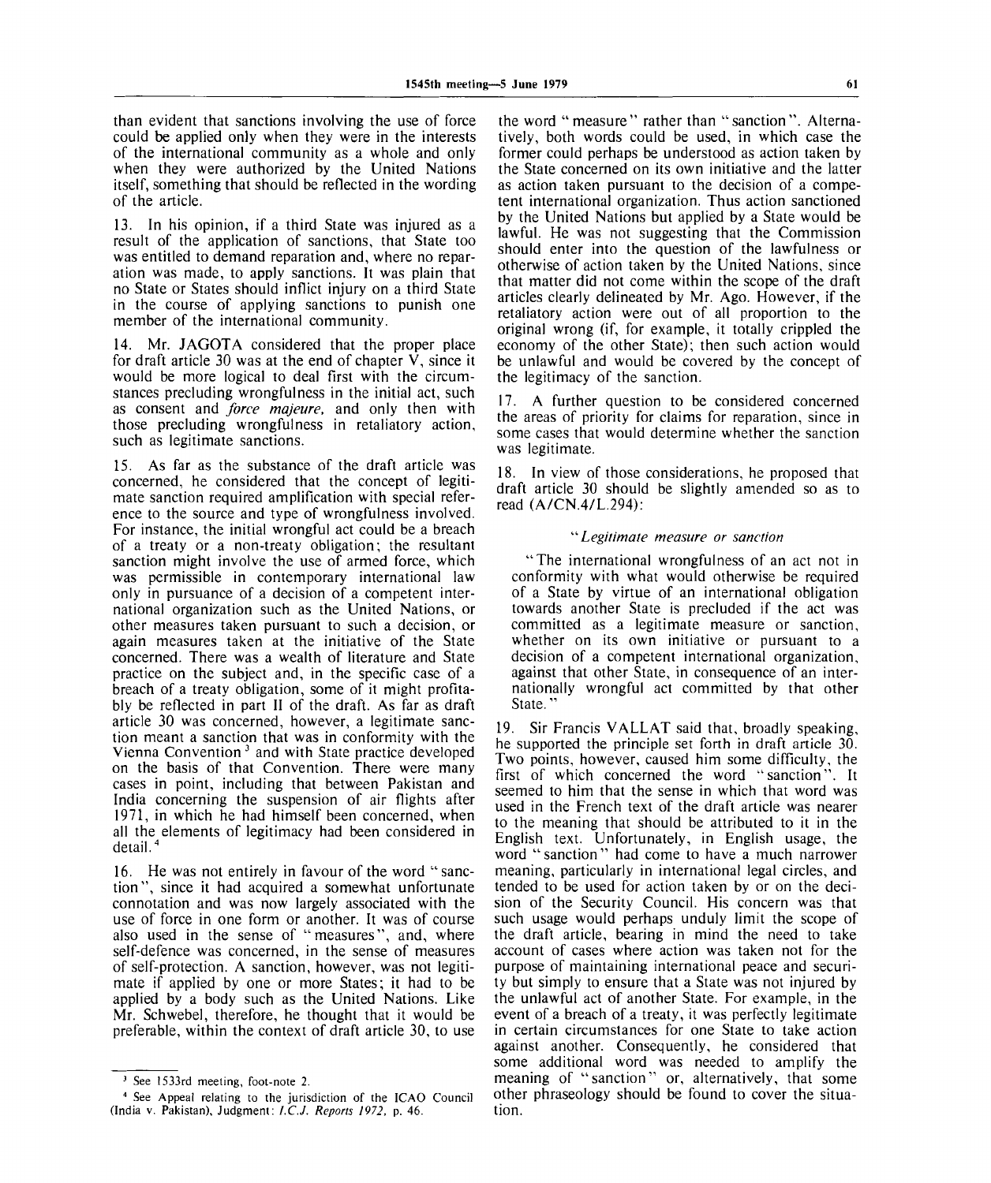than evident that sanctions involving the use of force could be applied only when they were in the interests of the international community as a whole and only when they were authorized by the United Nations itself, something that should be reflected in the wording of the article.

13. In his opinion, if a third State was injured as a result of the application of sanctions, that State too was entitled to demand reparation and, where no reparation was made, to apply sanctions. It was plain that no State or States should inflict injury on a third State in the course of applying sanctions to punish one member of the international community.

14. Mr. JAGOTA considered that the proper place for draft article 30 was at the end of chapter V, since it would be more logical to deal first with the circumstances precluding wrongfulness in the initial act, such as consent and *force majeure,* and only then with those precluding wrongfulness in retaliatory action, such as legitimate sanctions.

15. As far as the substance of the draft article was concerned, he considered that the concept of legitimate sanction required amplification with special reference to the source and type of wrongfulness involved. For instance, the initial wrongful act could be a breach of a treaty or a non-treaty obligation; the resultant sanction might involve the use of armed force, which was permissible in contemporary international law only in pursuance of a decision of a competent international organization such as the United Nations, or other measures taken pursuant to such a decision, or again measures taken at the initiative of the State concerned. There was a wealth of literature and State practice on the subject and, in the specific case of a breach of a treaty obligation, some of it might profitably be reflected in part II of the draft. As far as draft article 30 was concerned, however, a legitimate sanction meant a sanction that was in conformity with the Vienna Convention [3] and with State practice developed on the basis of that Convention. There were many cases in point, including that between Pakistan and India concerning the suspension of air flights after 1971, in which he had himself been concerned, when all the elements of legitimacy had been considered in detail. [4]

16. He was not entirely in favour of the word "sanction", since it had acquired a somewhat unfortunate connotation and was now largely associated with the use of force in one form or another. It was of course also used in the sense of "measures", and, where self-defence was concerned, in the sense of measures of self-protection. A sanction, however, was not legitimate if applied by one or more States; it had to be applied by a body such as the United Nations. Like Mr. Schwebel, therefore, he thought that it would be preferable, within the context of draft article 30, to use the word "measure" rather than "sanction". Alternatively, both words could be used, in which case the former could perhaps be understood as action taken by the State concerned on its own initiative and the latter as action taken pursuant to the decision of a competent international organization. Thus action sanctioned by the United Nations but applied by a State would be lawful. He was not suggesting that the Commission should enter into the question of the lawfulness or otherwise of action taken by the United Nations, since that matter did not come within the scope of the draft articles clearly delineated by Mr. Ago. However, if the retaliatory action were out of all proportion to the original wrong (if, for example, it totally crippled the economy of the other State), then such action would be unlawful and would be covered by the concept of the legitimacy of the sanction.

17. A further question to be considered concerned the areas of priority for claims for reparation, since in some cases that would determine whether the sanction was legitimate.

18. In view of those considerations, he proposed that draft article 30 should be slightly amended so as to read (A/CN.4/L.294):

"*Legitimate measure or sanction*

"The international wrongfulness of an act not in conformity with what would otherwise be required of a State by virtue of an international obligation towards another State is precluded if the act was committed as a legitimate measure or sanction, whether on its own initiative or pursuant to a decision of a competent international organization, against that other State, in consequence of an internationally wrongful act committed by that other State."

19. Sir Francis VALLAT said that, broadly speaking, he supported the principle set forth in draft article 30. Two points, however, caused him some difficulty, the first of which concerned the word "sanction". It seemed to him that the sense in which that word was used in the French text of the draft article was nearer to the meaning that should be attributed to it in the English text. Unfortunately, in English usage, the word "sanction" had come to have a much narrower meaning, particularly in international legal circles, and tended to be used for action taken by or on the decision of the Security Council. His concern was that such usage would perhaps unduly limit the scope of the draft article, bearing in mind the need to take account of cases where action was taken not for the purpose of maintaining international peace and security but simply to ensure that a State was not injured by the unlawful act of another State. For example, in the event of a breach of a treaty, it was perfectly legitimate in certain circumstances for one State to take action against another. Consequently, he considered that some additional word was needed to amplify the meaning of "sanction" or, alternatively, that some other phraseology should be found to cover the situation.

---

[3] See 1533rd meeting, foot-note 2.

[4] See Appeal relating to the jurisdiction of the ICAO Council (India v. Pakistan), Judgment: *I.C.J. Reports 1972,* p. 46.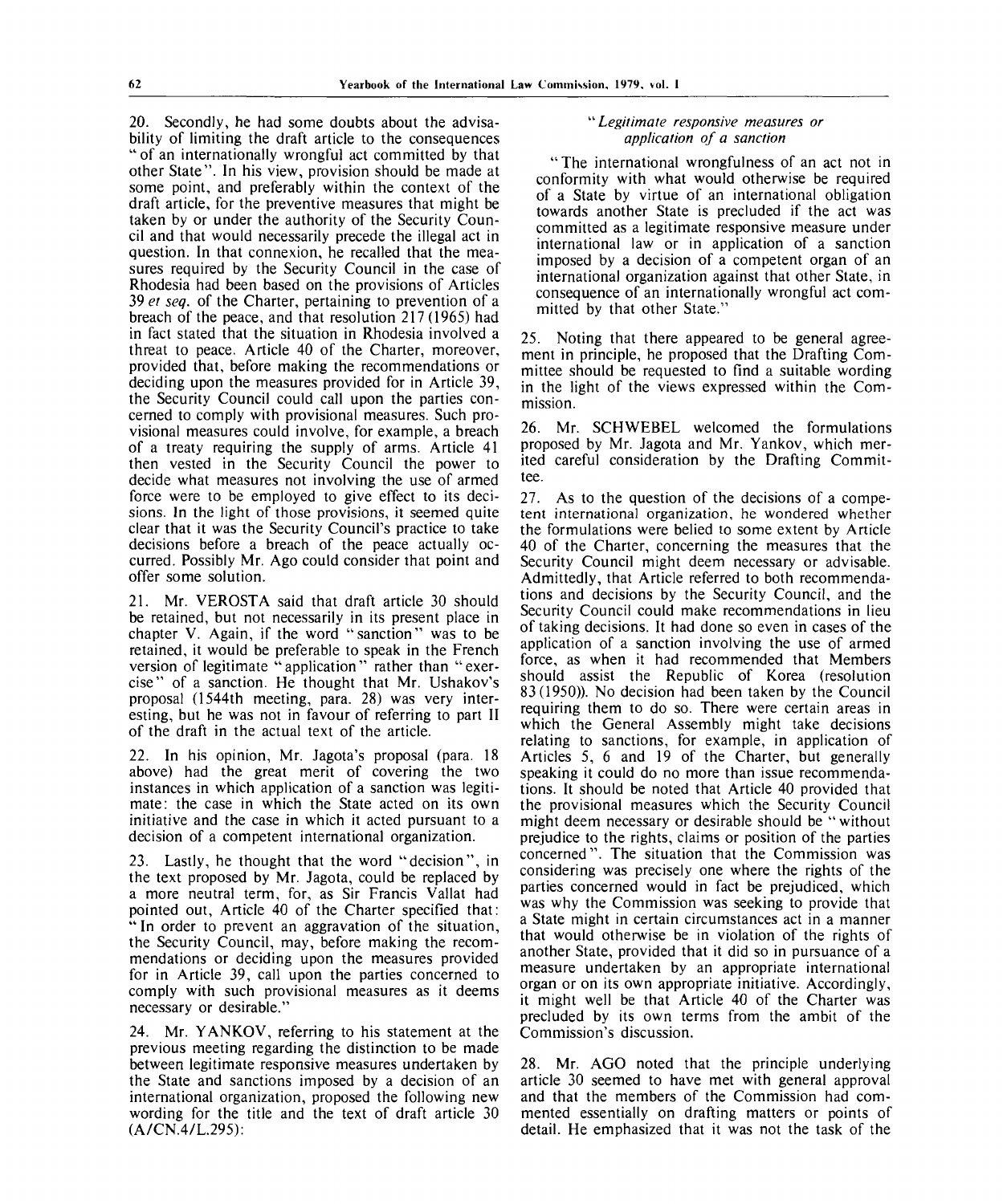20. Secondly, he had some doubts about the advisability of limiting the draft article to the consequences "of an internationally wrongful act committed by that other State". In his view, provision should be made at some point, and preferably within the context of the draft article, for the preventive measures that might be taken by or under the authority of the Security Council and that would necessarily precede the illegal act in question. In that connexion, he recalled that the measures required by the Security Council in the case of Rhodesia had been based on the provisions of Articles 39 *et seq.* of the Charter, pertaining to prevention of a breach of the peace, and that resolution 217 (1965) had in fact stated that the situation in Rhodesia involved a threat to peace. Article 40 of the Charter, moreover, provided that, before making the recommendations or deciding upon the measures provided for in Article 39, the Security Council could call upon the parties concerned to comply with provisional measures. Such provisional measures could involve, for example, a breach of a treaty requiring the supply of arms. Article 41 then vested in the Security Council the power to decide what measures not involving the use of armed force were to be employed to give effect to its decisions. In the light of those provisions, it seemed quite clear that it was the Security Council's practice to take decisions before a breach of the peace actually occurred. Possibly Mr. Ago could consider that point and offer some solution.

21. Mr. VEROSTA said that draft article 30 should be retained, but not necessarily in its present place in chapter V. Again, if the word "sanction" was to be retained, it would be preferable to speak in the French version of legitimate "application" rather than "exercise" of a sanction. He thought that Mr. Ushakov's proposal (1544th meeting, para. 28) was very interesting, but he was not in favour of referring to part II of the draft in the actual text of the article.

22. In his opinion, Mr. Jagota's proposal (para. 18 above) had the great merit of covering the two instances in which application of a sanction was legitimate: the case in which the State acted on its own initiative and the case in which it acted pursuant to a decision of a competent international organization.

23. Lastly, he thought that the word "decision", in the text proposed by Mr. Jagota, could be replaced by a more neutral term, for, as Sir Francis Vallat had pointed out, Article 40 of the Charter specified that: "In order to prevent an aggravation of the situation, the Security Council, may, before making the recommendations or deciding upon the measures provided for in Article 39, call upon the parties concerned to comply with such provisional measures as it deems necessary or desirable."

24. Mr. YANKOV, referring to his statement at the previous meeting regarding the distinction to be made between legitimate responsive measures undertaken by the State and sanctions imposed by a decision of an international organization, proposed the following new wording for the title and the text of draft article 30 (A/CN.4/L.295):

"*Legitimate responsive measures or application of a sanction*

"The international wrongfulness of an act not in conformity with what would otherwise be required of a State by virtue of an international obligation towards another State is precluded if the act was committed as a legitimate responsive measure under international law or in application of a sanction imposed by a decision of a competent organ of an international organization against that other State, in consequence of an internationally wrongful act committed by that other State."

25. Noting that there appeared to be general agreement in principle, he proposed that the Drafting Committee should be requested to find a suitable wording in the light of the views expressed within the Commission.

26. Mr. SCHWEBEL welcomed the formulations proposed by Mr. Jagota and Mr. Yankov, which merited careful consideration by the Drafting Committee.

27. As to the question of the decisions of a competent international organization, he wondered whether the formulations were belied to some extent by Article 40 of the Charter, concerning the measures that the Security Council might deem necessary or advisable. Admittedly, that Article referred to both recommendations and decisions by the Security Council, and the Security Council could make recommendations in lieu of taking decisions. It had done so even in cases of the application of a sanction involving the use of armed force, as when it had recommended that Members should assist the Republic of Korea (resolution 83 (1950)). No decision had been taken by the Council requiring them to do so. There were certain areas in which the General Assembly might take decisions relating to sanctions, for example, in application of Articles 5, 6 and 19 of the Charter, but generally speaking it could do no more than issue recommendations. It should be noted that Article 40 provided that the provisional measures which the Security Council might deem necessary or desirable should be "without prejudice to the rights, claims or position of the parties concerned". The situation that the Commission was considering was precisely one where the rights of the parties concerned would in fact be prejudiced, which was why the Commission was seeking to provide that a State might in certain circumstances act in a manner that would otherwise be in violation of the rights of another State, provided that it did so in pursuance of a measure undertaken by an appropriate international organ or on its own appropriate initiative. Accordingly, it might well be that Article 40 of the Charter was precluded by its own terms from the ambit of the Commission's discussion.

28. Mr. AGO noted that the principle underlying article 30 seemed to have met with general approval and that the members of the Commission had commented essentially on drafting matters or points of detail. He emphasized that it was not the task of the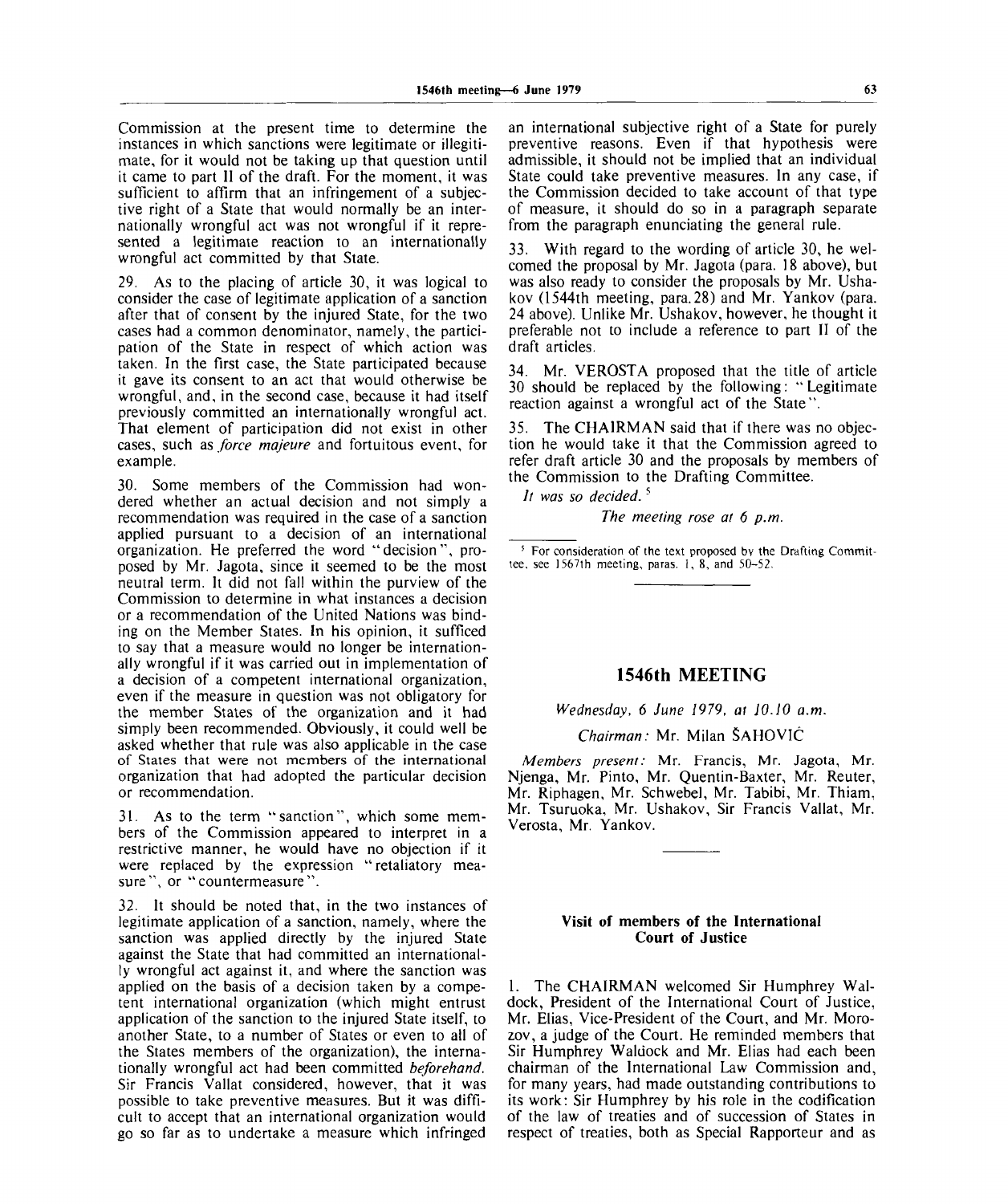Commission at the present time to determine the instances in which sanctions were legitimate or illegitimate, for it would not be taking up that question until it came to part II of the draft. For the moment, it was sufficient to affirm that an infringement of a subjective right of a State that would normally be an internationally wrongful act was not wrongful if it represented a legitimate reaction to an internationally wrongful act committed by that State.

29. As to the placing of article 30, it was logical to consider the case of legitimate application of a sanction after that of consent by the injured State, for the two cases had a common denominator, namely, the participation of the State in respect of which action was taken. In the first case, the State participated because it gave its consent to an act that would otherwise be wrongful, and, in the second case, because it had itself previously committed an internationally wrongful act. That element of participation did not exist in other cases, such as *force majeure* and fortuitous event, for example.

30. Some members of the Commission had wondered whether an actual decision and not simply a recommendation was required in the case of a sanction applied pursuant to a decision of an international organization. He preferred the word "decision", proposed by Mr. Jagota, since it seemed to be the most neutral term. It did not fall within the purview of the Commission to determine in what instances a decision or a recommendation of the United Nations was binding on the Member States. In his opinion, it sufficed to say that a measure would no longer be internationally wrongful if it was carried out in implementation of a decision of a competent international organization, even if the measure in question was not obligatory for the member States of the organization and it had simply been recommended. Obviously, it could well be asked whether that rule was also applicable in the case of States that were not members of the international organization that had adopted the particular decision or recommendation.

31. As to the term "sanction", which some members of the Commission appeared to interpret in a restrictive manner, he would have no objection if it were replaced by the expression "retaliatory measure", or "countermeasure".

32. It should be noted that, in the two instances of legitimate application of a sanction, namely, where the sanction was applied directly by the injured State against the State that had committed an internationally wrongful act against it, and where the sanction was applied on the basis of a decision taken by a competent international organization (which might entrust application of the sanction to the injured State itself, to another State, to a number of States or even to all of the States members of the organization), the internationally wrongful act had been committed *beforehand*. Sir Francis Vallat considered, however, that it was possible to take preventive measures. But it was difficult to accept that an international organization would go so far as to undertake a measure which infringed an international subjective right of a State for purely preventive reasons. Even if that hypothesis were admissible, it should not be implied that an individual State could take preventive measures. In any case, if the Commission decided to take account of that type of measure, it should do so in a paragraph separate from the paragraph enunciating the general rule.

33. With regard to the wording of article 30, he welcomed the proposal by Mr. Jagota (para. 18 above), but was also ready to consider the proposals by Mr. Ushakov (1544th meeting, para. 28) and Mr. Yankov (para. 24 above). Unlike Mr. Ushakov, however, he thought it preferable not to include a reference to part II of the draft articles.

34. Mr. VEROSTA proposed that the title of article 30 should be replaced by the following: "Legitimate reaction against a wrongful act of the State".

35. The CHAIRMAN said that if there was no objection he would take it that the Commission agreed to refer draft article 30 and the proposals by members of the Commission to the Drafting Committee.

*It was so decided.*[5]

*The meeting rose at 6 p.m.*

[5] For consideration of the text proposed by the Drafting Committee, see 1567th meeting, paras. 1, 8, and 50–52.

---

## 1546th MEETING

*Wednesday, 6 June 1979, at 10.10 a.m.*

*Chairman:* Mr. Milan ŠAHOVIĆ

*Members present:* Mr. Francis, Mr. Jagota, Mr. Njenga, Mr. Pinto, Mr. Quentin-Baxter, Mr. Reuter, Mr. Riphagen, Mr. Schwebel, Mr. Tabibi, Mr. Thiam, Mr. Tsuruoka, Mr. Ushakov, Sir Francis Vallat, Mr. Verosta, Mr. Yankov.

---

### Visit of members of the International Court of Justice

1. The CHAIRMAN welcomed Sir Humphrey Waldock, President of the International Court of Justice, Mr. Elias, Vice-President of the Court, and Mr. Morozov, a judge of the Court. He reminded members that Sir Humphrey Waldock and Mr. Elias had each been chairman of the International Law Commission and, for many years, had made outstanding contributions to its work: Sir Humphrey by his role in the codification of the law of treaties and of succession of States in respect of treaties, both as Special Rapporteur and as